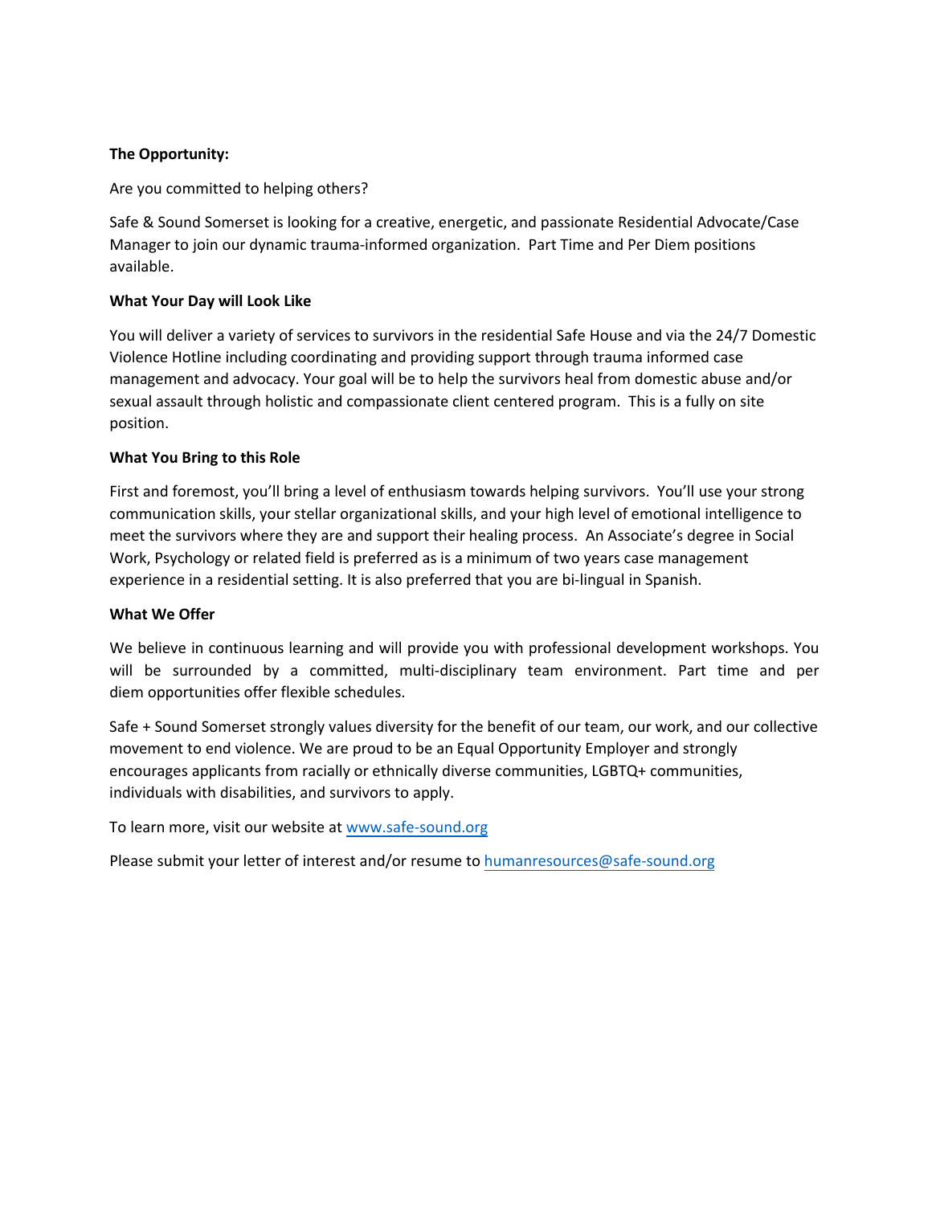**The Opportunity:**

Are you committed to helping others?

Safe & Sound Somerset is looking for a creative, energetic, and passionate Residential Advocate/Case Manager to join our dynamic trauma-informed organization. Part Time and Per Diem positions available.

**What Your Day will Look Like**

You will deliver a variety of services to survivors in the residential Safe House and via the 24/7 Domestic Violence Hotline including coordinating and providing support through trauma informed case management and advocacy. Your goal will be to help the survivors heal from domestic abuse and/or sexual assault through holistic and compassionate client centered program. This is a fully on site position.

**What You Bring to this Role**

First and foremost, you'll bring a level of enthusiasm towards helping survivors. You'll use your strong communication skills, your stellar organizational skills, and your high level of emotional intelligence to meet the survivors where they are and support their healing process. An Associate's degree in Social Work, Psychology or related field is preferred as is a minimum of two years case management experience in a residential setting. It is also preferred that you are bi-lingual in Spanish.

**What We Offer**

We believe in continuous learning and will provide you with professional development workshops. You will be surrounded by a committed, multi-disciplinary team environment. Part time and per diem opportunities offer flexible schedules.

Safe + Sound Somerset strongly values diversity for the benefit of our team, our work, and our collective movement to end violence. We are proud to be an Equal Opportunity Employer and strongly encourages applicants from racially or ethnically diverse communities, LGBTQ+ communities, individuals with disabilities, and survivors to apply.

To learn more, visit our website at www.safe-sound.org

Please submit your letter of interest and/or resume to humanresources@safe-sound.org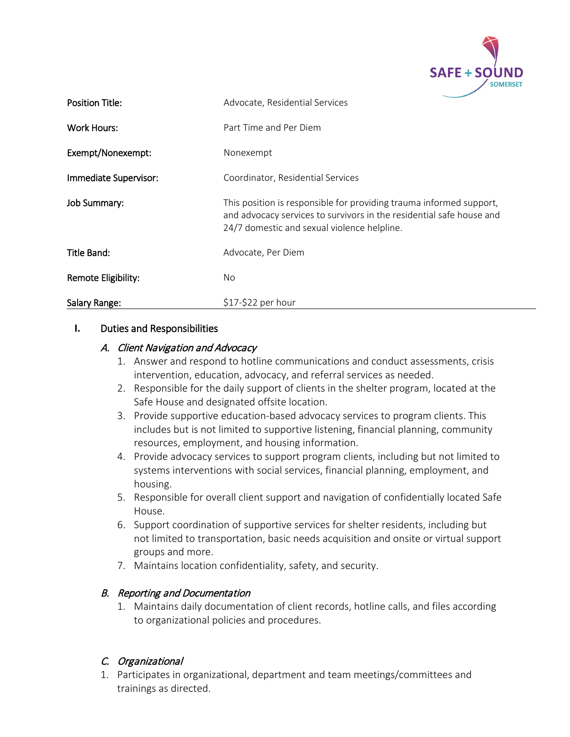| | |
|---|---|
| **Position Title:** | Advocate, Residential Services |
| **Work Hours:** | Part Time and Per Diem |
| **Exempt/Nonexempt:** | Nonexempt |
| **Immediate Supervisor:** | Coordinator, Residential Services |
| **Job Summary:** | This position is responsible for providing trauma informed support, and advocacy services to survivors in the residential safe house and 24/7 domestic and sexual violence helpline. |
| **Title Band:** | Advocate, Per Diem |
| **Remote Eligibility:** | No |
| **Salary Range:** | $17-$22 per hour |

## I. Duties and Responsibilities

### *A. Client Navigation and Advocacy*

1. Answer and respond to hotline communications and conduct assessments, crisis intervention, education, advocacy, and referral services as needed.
2. Responsible for the daily support of clients in the shelter program, located at the Safe House and designated offsite location.
3. Provide supportive education-based advocacy services to program clients. This includes but is not limited to supportive listening, financial planning, community resources, employment, and housing information.
4. Provide advocacy services to support program clients, including but not limited to systems interventions with social services, financial planning, employment, and housing.
5. Responsible for overall client support and navigation of confidentially located Safe House.
6. Support coordination of supportive services for shelter residents, including but not limited to transportation, basic needs acquisition and onsite or virtual support groups and more.
7. Maintains location confidentiality, safety, and security.

### *B. Reporting and Documentation*

1. Maintains daily documentation of client records, hotline calls, and files according to organizational policies and procedures.

### *C. Organizational*

1. Participates in organizational, department and team meetings/committees and trainings as directed.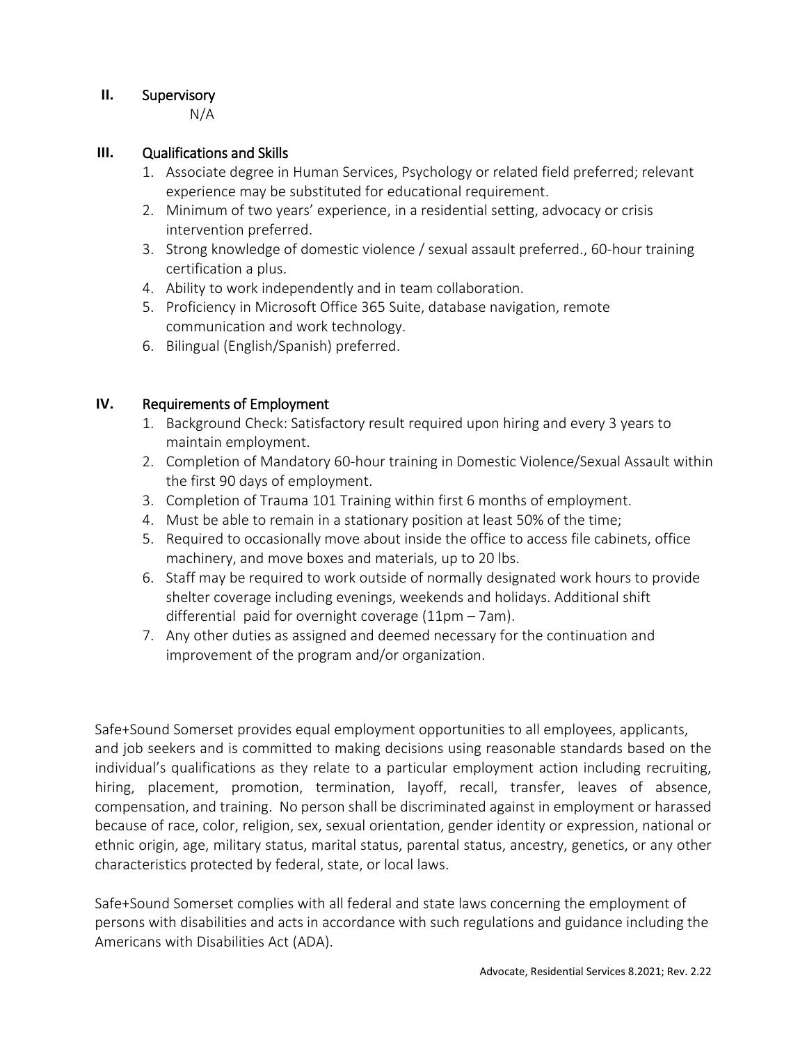## II. Supervisory

N/A

## III. Qualifications and Skills

1. Associate degree in Human Services, Psychology or related field preferred; relevant experience may be substituted for educational requirement.
2. Minimum of two years' experience, in a residential setting, advocacy or crisis intervention preferred.
3. Strong knowledge of domestic violence / sexual assault preferred., 60-hour training certification a plus.
4. Ability to work independently and in team collaboration.
5. Proficiency in Microsoft Office 365 Suite, database navigation, remote communication and work technology.
6. Bilingual (English/Spanish) preferred.

## IV. Requirements of Employment

1. Background Check: Satisfactory result required upon hiring and every 3 years to maintain employment.
2. Completion of Mandatory 60-hour training in Domestic Violence/Sexual Assault within the first 90 days of employment.
3. Completion of Trauma 101 Training within first 6 months of employment.
4. Must be able to remain in a stationary position at least 50% of the time;
5. Required to occasionally move about inside the office to access file cabinets, office machinery, and move boxes and materials, up to 20 lbs.
6. Staff may be required to work outside of normally designated work hours to provide shelter coverage including evenings, weekends and holidays. Additional shift differential paid for overnight coverage (11pm – 7am).
7. Any other duties as assigned and deemed necessary for the continuation and improvement of the program and/or organization.

Safe+Sound Somerset provides equal employment opportunities to all employees, applicants, and job seekers and is committed to making decisions using reasonable standards based on the individual's qualifications as they relate to a particular employment action including recruiting, hiring, placement, promotion, termination, layoff, recall, transfer, leaves of absence, compensation, and training. No person shall be discriminated against in employment or harassed because of race, color, religion, sex, sexual orientation, gender identity or expression, national or ethnic origin, age, military status, marital status, parental status, ancestry, genetics, or any other characteristics protected by federal, state, or local laws.

Safe+Sound Somerset complies with all federal and state laws concerning the employment of persons with disabilities and acts in accordance with such regulations and guidance including the Americans with Disabilities Act (ADA).

Advocate, Residential Services 8.2021; Rev. 2.22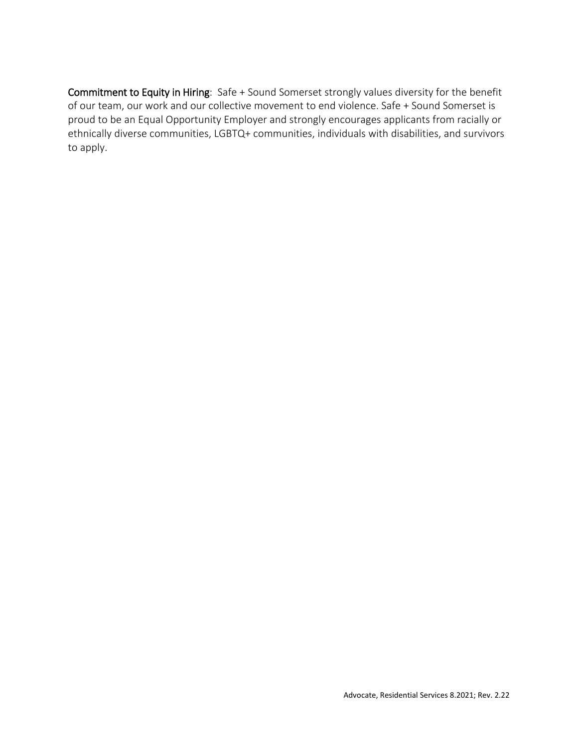**Commitment to Equity in Hiring**: Safe + Sound Somerset strongly values diversity for the benefit of our team, our work and our collective movement to end violence. Safe + Sound Somerset is proud to be an Equal Opportunity Employer and strongly encourages applicants from racially or ethnically diverse communities, LGBTQ+ communities, individuals with disabilities, and survivors to apply.